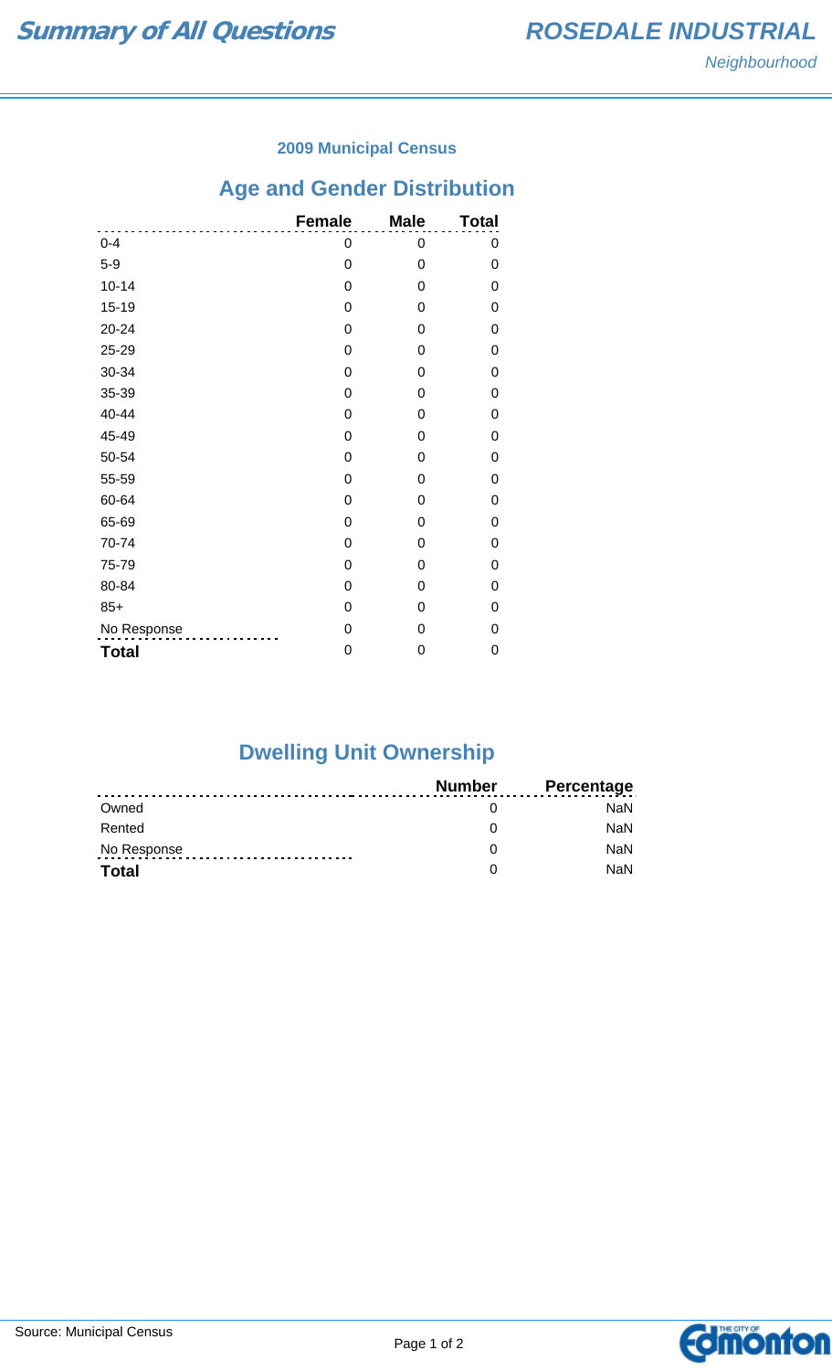# Summary of All Questions

## ROSEDALE INDUSTRIAL

*Neighbourhood*

### 2009 Municipal Census

## Age and Gender Distribution

| | Female | Male | Total |
|---|---|---|---|
| 0-4 | 0 | 0 | 0 |
| 5-9 | 0 | 0 | 0 |
| 10-14 | 0 | 0 | 0 |
| 15-19 | 0 | 0 | 0 |
| 20-24 | 0 | 0 | 0 |
| 25-29 | 0 | 0 | 0 |
| 30-34 | 0 | 0 | 0 |
| 35-39 | 0 | 0 | 0 |
| 40-44 | 0 | 0 | 0 |
| 45-49 | 0 | 0 | 0 |
| 50-54 | 0 | 0 | 0 |
| 55-59 | 0 | 0 | 0 |
| 60-64 | 0 | 0 | 0 |
| 65-69 | 0 | 0 | 0 |
| 70-74 | 0 | 0 | 0 |
| 75-79 | 0 | 0 | 0 |
| 80-84 | 0 | 0 | 0 |
| 85+ | 0 | 0 | 0 |
| No Response | 0 | 0 | 0 |
| **Total** | 0 | 0 | 0 |

## Dwelling Unit Ownership

| | Number | Percentage |
|---|---|---|
| Owned | 0 | NaN |
| Rented | 0 | NaN |
| No Response | 0 | NaN |
| **Total** | 0 | NaN |

Source: Municipal Census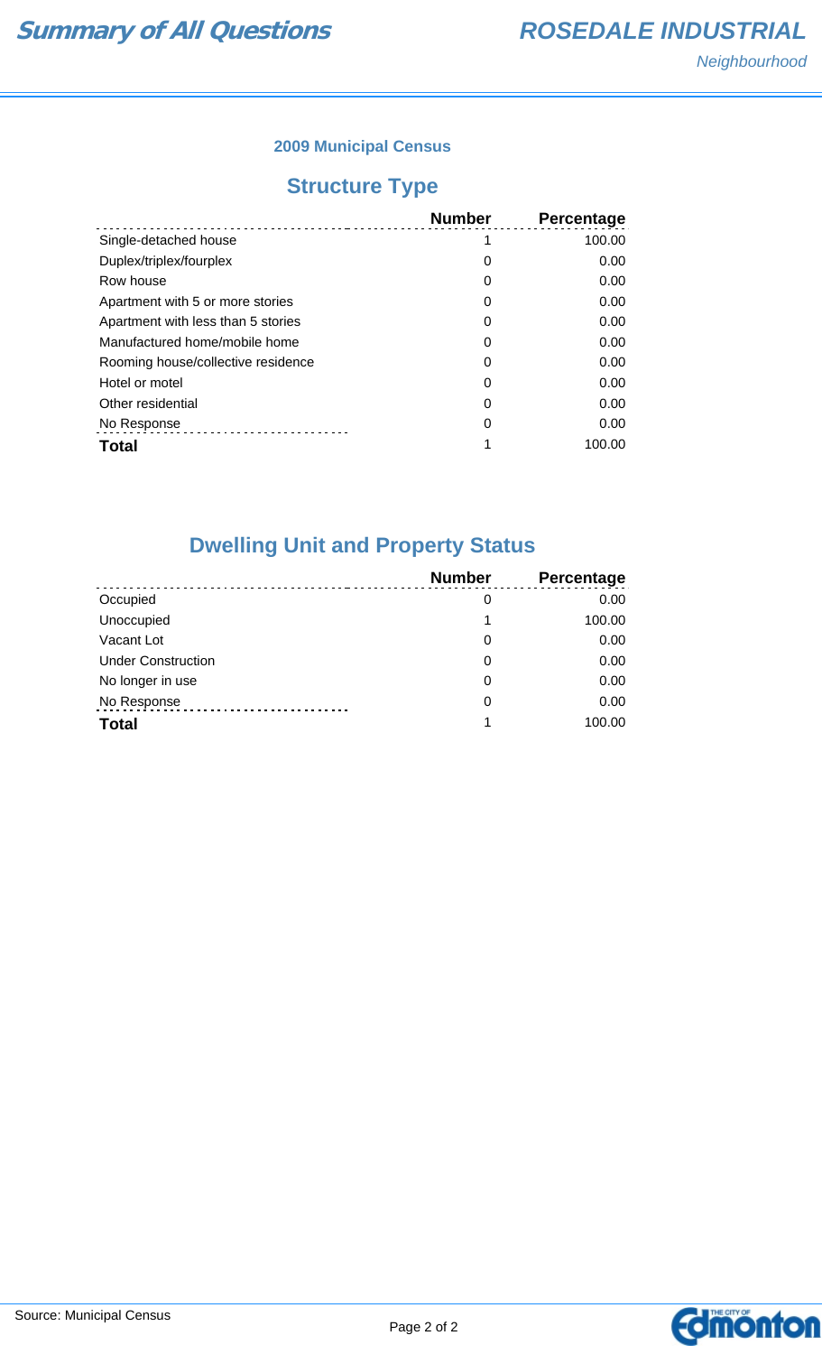## 2009 Municipal Census

## Structure Type

| | Number | Percentage |
|---|---|---|
| Single-detached house | 1 | 100.00 |
| Duplex/triplex/fourplex | 0 | 0.00 |
| Row house | 0 | 0.00 |
| Apartment with 5 or more stories | 0 | 0.00 |
| Apartment with less than 5 stories | 0 | 0.00 |
| Manufactured home/mobile home | 0 | 0.00 |
| Rooming house/collective residence | 0 | 0.00 |
| Hotel or motel | 0 | 0.00 |
| Other residential | 0 | 0.00 |
| No Response | 0 | 0.00 |
| **Total** | 1 | 100.00 |

## Dwelling Unit and Property Status

| | Number | Percentage |
|---|---|---|
| Occupied | 0 | 0.00 |
| Unoccupied | 1 | 100.00 |
| Vacant Lot | 0 | 0.00 |
| Under Construction | 0 | 0.00 |
| No longer in use | 0 | 0.00 |
| No Response | 0 | 0.00 |
| **Total** | 1 | 100.00 |

Source: Municipal Census